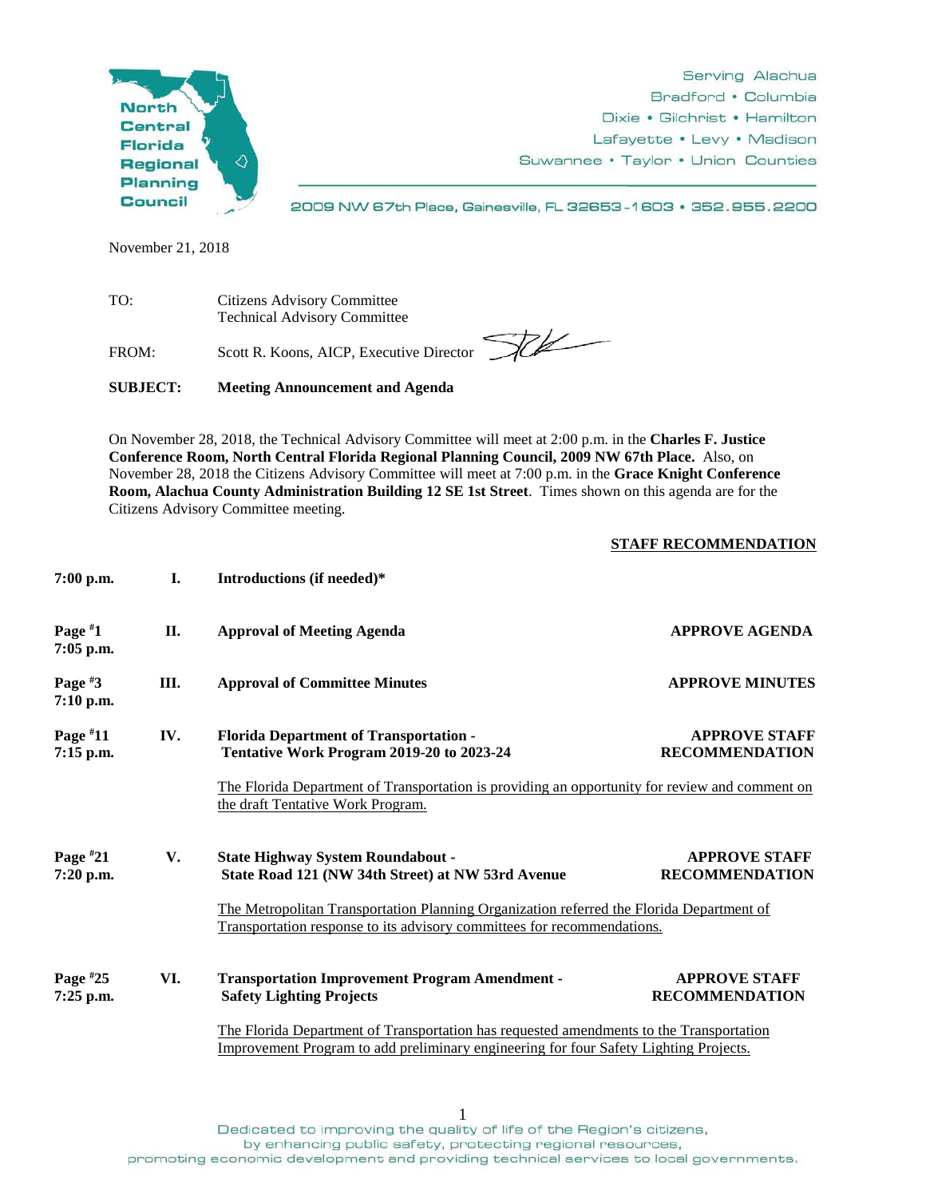North Central Florida Regional Planning Council

Serving Alachua
Bradford • Columbia
Dixie • Gilchrist • Hamilton
Lafayette • Levy • Madison
Suwannee • Taylor • Union Counties

2009 NW 67th Place, Gainesville, FL 32653-1603 • 352.955.2200

November 21, 2018

TO: Citizens Advisory Committee
Technical Advisory Committee

FROM: Scott R. Koons, AICP, Executive Director

**SUBJECT: Meeting Announcement and Agenda**

On November 28, 2018, the Technical Advisory Committee will meet at 2:00 p.m. in the **Charles F. Justice Conference Room, North Central Florida Regional Planning Council, 2009 NW 67th Place.** Also, on November 28, 2018 the Citizens Advisory Committee will meet at 7:00 p.m. in the **Grace Knight Conference Room, Alachua County Administration Building 12 SE 1st Street**. Times shown on this agenda are for the Citizens Advisory Committee meeting.

| | | | **STAFF RECOMMENDATION** |
|---|---|---|---|
| **7:00 p.m.** | **I.** | **Introductions (if needed)*** | |
| **Page #1 7:05 p.m.** | **II.** | **Approval of Meeting Agenda** | **APPROVE AGENDA** |
| **Page #3 7:10 p.m.** | **III.** | **Approval of Committee Minutes** | **APPROVE MINUTES** |
| **Page #11 7:15 p.m.** | **IV.** | **Florida Department of Transportation - Tentative Work Program 2019-20 to 2023-24** | **APPROVE STAFF RECOMMENDATION** |
| | | The Florida Department of Transportation is providing an opportunity for review and comment on the draft Tentative Work Program. | |
| **Page #21 7:20 p.m.** | **V.** | **State Highway System Roundabout - State Road 121 (NW 34th Street) at NW 53rd Avenue** | **APPROVE STAFF RECOMMENDATION** |
| | | The Metropolitan Transportation Planning Organization referred the Florida Department of Transportation response to its advisory committees for recommendations. | |
| **Page #25 7:25 p.m.** | **VI.** | **Transportation Improvement Program Amendment - Safety Lighting Projects** | **APPROVE STAFF RECOMMENDATION** |
| | | The Florida Department of Transportation has requested amendments to the Transportation Improvement Program to add preliminary engineering for four Safety Lighting Projects. | |

Dedicated to improving the quality of life of the Region's citizens, by enhancing public safety, protecting regional resources, promoting economic development and providing technical services to local governments.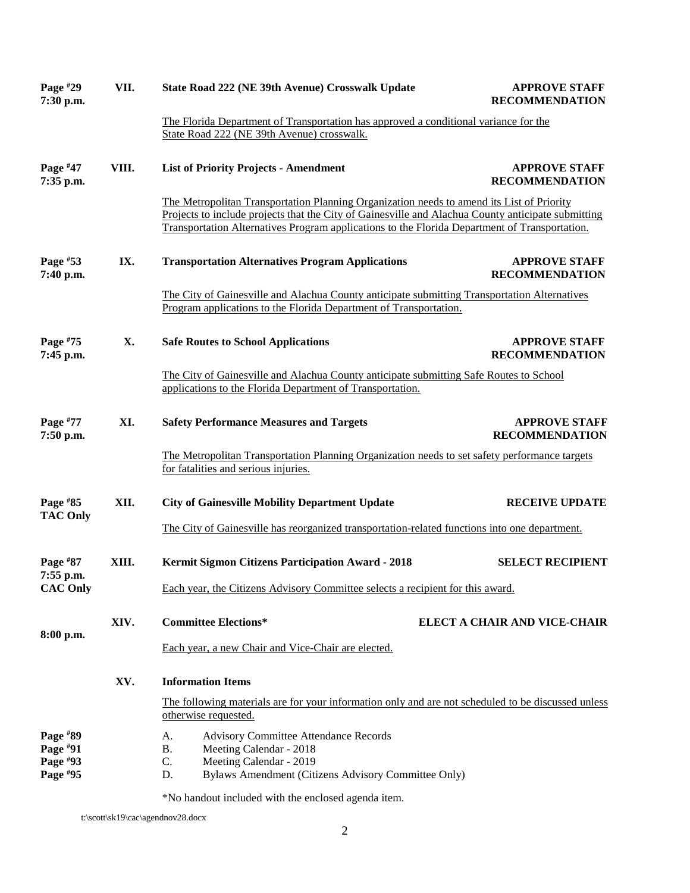| | | | |
|---|---|---|---|
| Page #29<br>7:30 p.m. | VII. | **State Road 222 (NE 39th Avenue) Crosswalk Update**<br><br>The Florida Department of Transportation has approved a conditional variance for the State Road 222 (NE 39th Avenue) crosswalk. | **APPROVE STAFF RECOMMENDATION** |
| Page #47<br>7:35 p.m. | VIII. | **List of Priority Projects - Amendment**<br><br>The Metropolitan Transportation Planning Organization needs to amend its List of Priority Projects to include projects that the City of Gainesville and Alachua County anticipate submitting Transportation Alternatives Program applications to the Florida Department of Transportation. | **APPROVE STAFF RECOMMENDATION** |
| Page #53<br>7:40 p.m. | IX. | **Transportation Alternatives Program Applications**<br><br>The City of Gainesville and Alachua County anticipate submitting Transportation Alternatives Program applications to the Florida Department of Transportation. | **APPROVE STAFF RECOMMENDATION** |
| Page #75<br>7:45 p.m. | X. | **Safe Routes to School Applications**<br><br>The City of Gainesville and Alachua County anticipate submitting Safe Routes to School applications to the Florida Department of Transportation. | **APPROVE STAFF RECOMMENDATION** |
| Page #77<br>7:50 p.m. | XI. | **Safety Performance Measures and Targets**<br><br>The Metropolitan Transportation Planning Organization needs to set safety performance targets for fatalities and serious injuries. | **APPROVE STAFF RECOMMENDATION** |
| Page #85<br>TAC Only | XII. | **City of Gainesville Mobility Department Update**<br><br>The City of Gainesville has reorganized transportation-related functions into one department. | **RECEIVE UPDATE** |
| Page #87<br>7:55 p.m.<br>CAC Only | XIII. | **Kermit Sigmon Citizens Participation Award - 2018**<br><br>Each year, the Citizens Advisory Committee selects a recipient for this award. | **SELECT RECIPIENT** |
| 8:00 p.m. | XIV. | **Committee Elections***<br><br>Each year, a new Chair and Vice-Chair are elected. | **ELECT A CHAIR AND VICE-CHAIR** |
| | XV. | **Information Items**<br><br>The following materials are for your information only and are not scheduled to be discussed unless otherwise requested. | |
| Page #89 | | A. Advisory Committee Attendance Records | |
| Page #91 | | B. Meeting Calendar - 2018 | |
| Page #93 | | C. Meeting Calendar - 2019 | |
| Page #95 | | D. Bylaws Amendment (Citizens Advisory Committee Only) | |

*No handout included with the enclosed agenda item.

t:\scott\sk19\cac\agendnov28.docx